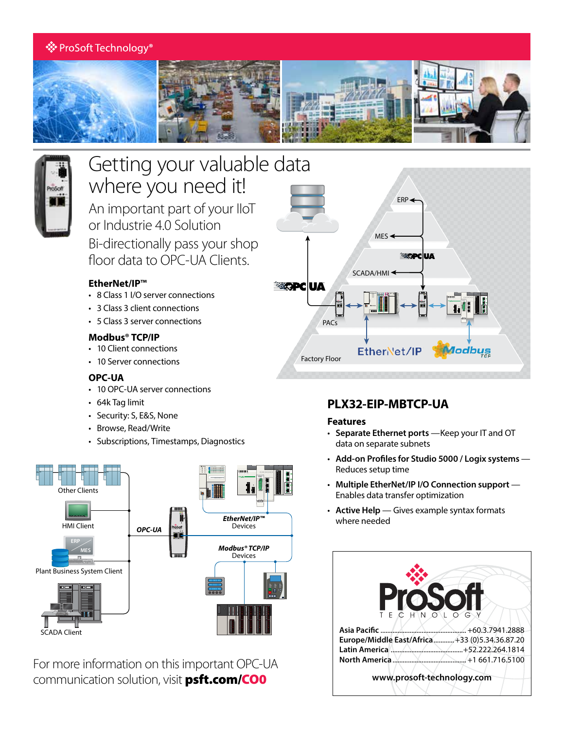ProSoft Technology®

# Getting your valuable data where you need it!

## An important part of your IIoT or Industrie 4.0 Solution

Bi-directionally pass your shop floor data to OPC-UA Clients.

### EtherNet/IP™

- 8 Class 1 I/O server connections
- 3 Class 3 client connections
- 5 Class 3 server connections

### Modbus® TCP/IP

- 10 Client connections
- 10 Server connections

### OPC-UA

- 10 OPC-UA server connections
- 64k Tag limit
- Security: S, E&S, None
- Browse, Read/Write
- Subscriptions, Timestamps, Diagnostics

ERP
MES
OPC UA
SCADA/HMI
OPC UA
PACs
Factory Floor
EtherNet/IP
Modbus TCP

Other Clients
HMI Client
ERP
MES
Plant Business System Client
SCADA Client
OPC-UA
EtherNet/IP™ Devices
Modbus® TCP/IP Devices

## PLX32-EIP-MBTCP-UA

### Features

- **Separate Ethernet ports** —Keep your IT and OT data on separate subnets
- **Add-on Profiles for Studio 5000 / Logix systems** — Reduces setup time
- **Multiple EtherNet/IP I/O Connection support** — Enables data transfer optimization
- **Active Help** — Gives example syntax formats where needed

For more information on this important OPC-UA communication solution, visit **psft.com/CO0**

ProSoft TECHNOLOGY

**Asia Pacific** .................................................. +60.3.7941.2888
**Europe/Middle East/Africa** ........... +33 (0)5.34.36.87.20
**Latin America** ......................................... +52.222.264.1814
**North America** ......................................... +1 661.716.5100

**www.prosoft-technology.com**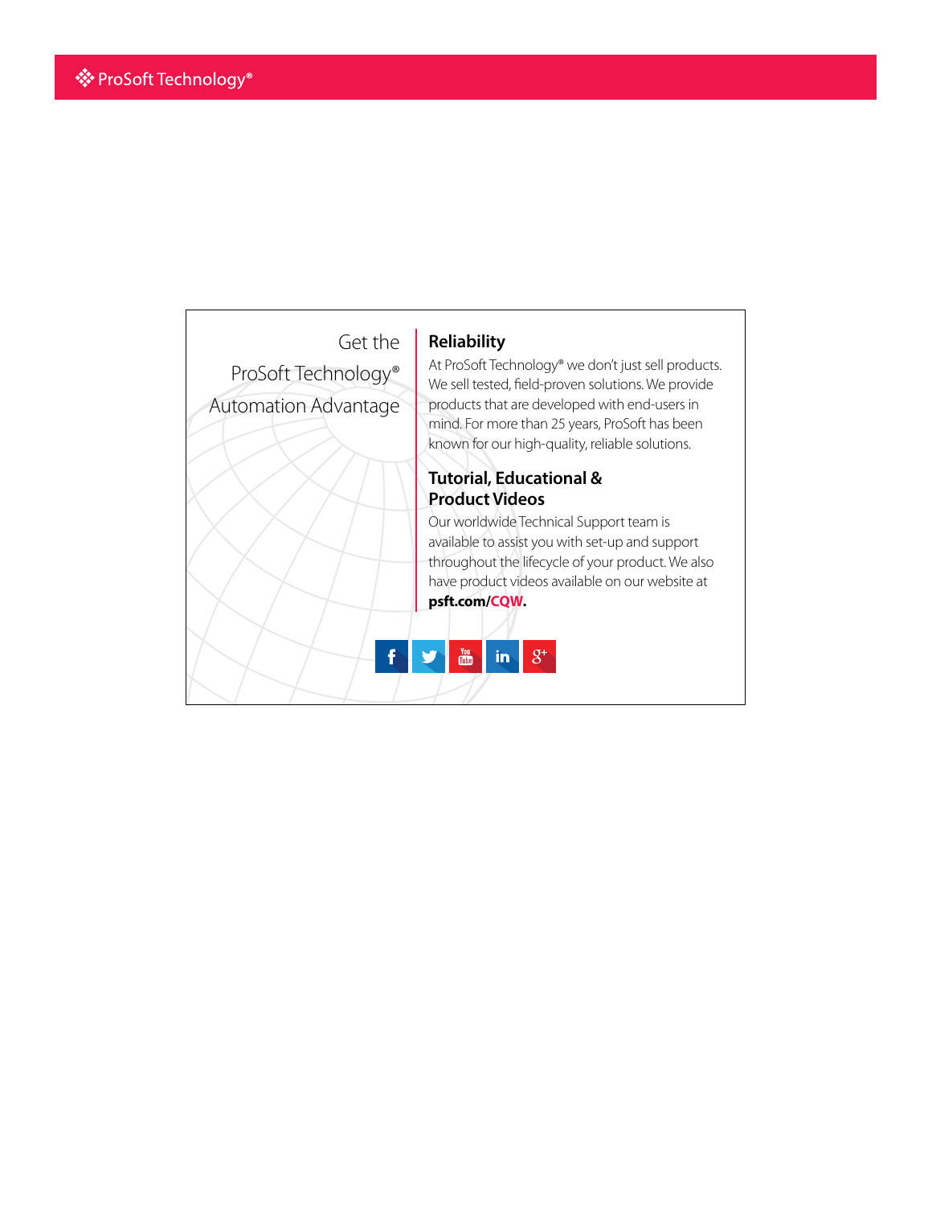Get the ProSoft Technology® Automation Advantage

## Reliability

At ProSoft Technology® we don't just sell products. We sell tested, field-proven solutions. We provide products that are developed with end-users in mind. For more than 25 years, ProSoft has been known for our high-quality, reliable solutions.

## Tutorial, Educational & Product Videos

Our worldwide Technical Support team is available to assist you with set-up and support throughout the lifecycle of your product. We also have product videos available on our website at **psft.com/CQW**.